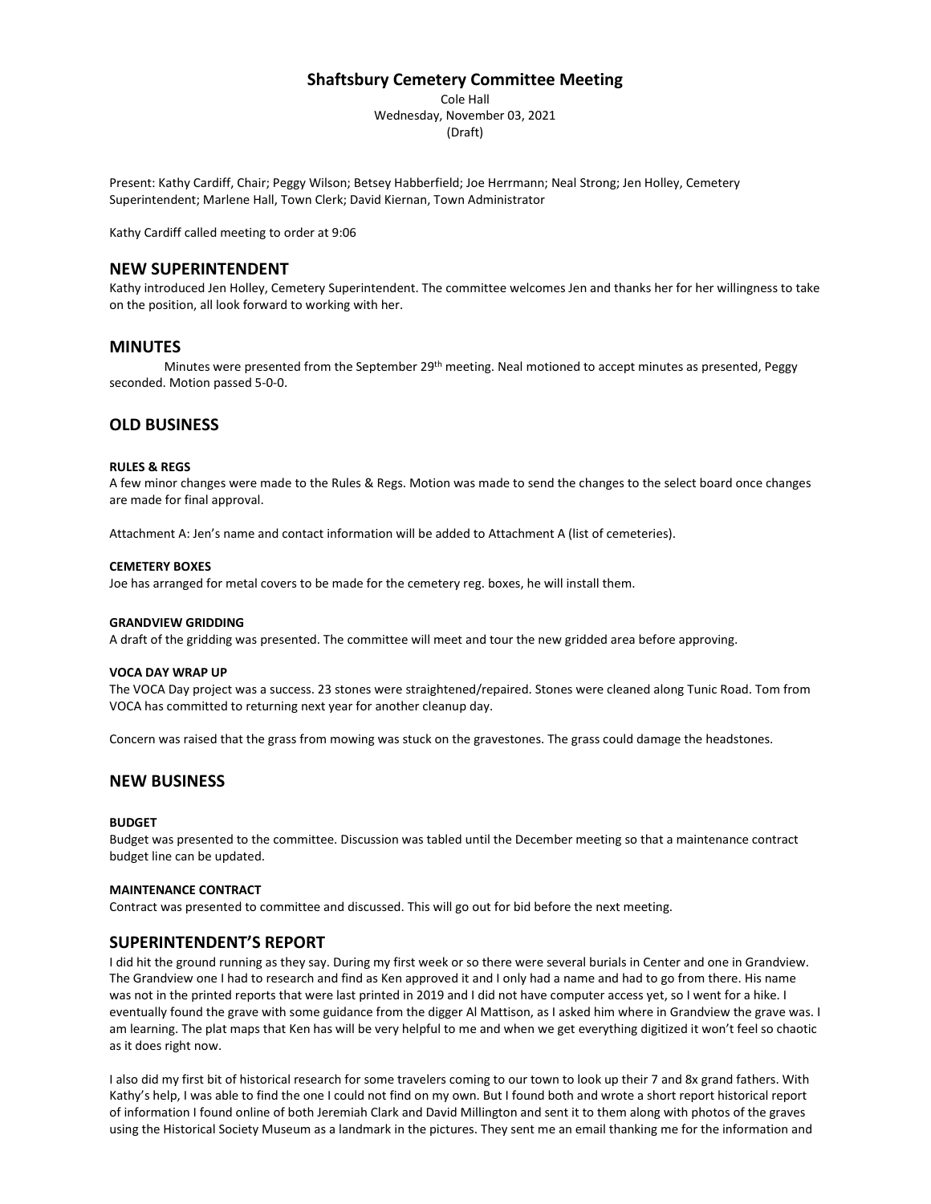# Shaftsbury Cemetery Committee Meeting

Cole Hall
Wednesday, November 03, 2021
(Draft)

Present: Kathy Cardiff, Chair; Peggy Wilson; Betsey Habberfield; Joe Herrmann; Neal Strong; Jen Holley, Cemetery Superintendent; Marlene Hall, Town Clerk; David Kiernan, Town Administrator

Kathy Cardiff called meeting to order at 9:06

## NEW SUPERINTENDENT

Kathy introduced Jen Holley, Cemetery Superintendent. The committee welcomes Jen and thanks her for her willingness to take on the position, all look forward to working with her.

## MINUTES

Minutes were presented from the September 29th meeting. Neal motioned to accept minutes as presented, Peggy seconded. Motion passed 5-0-0.

## OLD BUSINESS

#### RULES & REGS

A few minor changes were made to the Rules & Regs. Motion was made to send the changes to the select board once changes are made for final approval.

Attachment A: Jen's name and contact information will be added to Attachment A (list of cemeteries).

#### CEMETERY BOXES

Joe has arranged for metal covers to be made for the cemetery reg. boxes, he will install them.

#### GRANDVIEW GRIDDING

A draft of the gridding was presented. The committee will meet and tour the new gridded area before approving.

#### VOCA DAY WRAP UP

The VOCA Day project was a success. 23 stones were straightened/repaired. Stones were cleaned along Tunic Road. Tom from VOCA has committed to returning next year for another cleanup day.

Concern was raised that the grass from mowing was stuck on the gravestones. The grass could damage the headstones.

## NEW BUSINESS

#### BUDGET

Budget was presented to the committee. Discussion was tabled until the December meeting so that a maintenance contract budget line can be updated.

#### MAINTENANCE CONTRACT

Contract was presented to committee and discussed. This will go out for bid before the next meeting.

## SUPERINTENDENT'S REPORT

I did hit the ground running as they say. During my first week or so there were several burials in Center and one in Grandview. The Grandview one I had to research and find as Ken approved it and I only had a name and had to go from there. His name was not in the printed reports that were last printed in 2019 and I did not have computer access yet, so I went for a hike. I eventually found the grave with some guidance from the digger Al Mattison, as I asked him where in Grandview the grave was. I am learning. The plat maps that Ken has will be very helpful to me and when we get everything digitized it won't feel so chaotic as it does right now.

I also did my first bit of historical research for some travelers coming to our town to look up their 7 and 8x grand fathers. With Kathy's help, I was able to find the one I could not find on my own. But I found both and wrote a short report historical report of information I found online of both Jeremiah Clark and David Millington and sent it to them along with photos of the graves using the Historical Society Museum as a landmark in the pictures. They sent me an email thanking me for the information and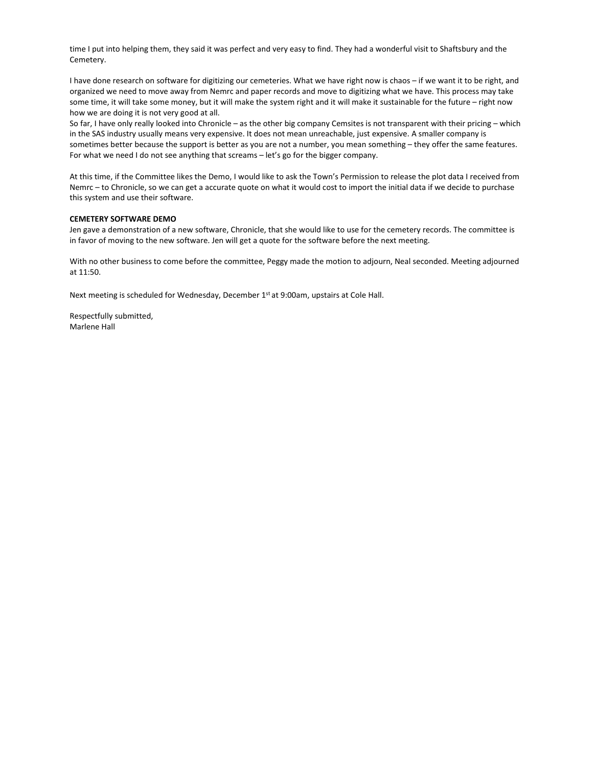time I put into helping them, they said it was perfect and very easy to find. They had a wonderful visit to Shaftsbury and the Cemetery.

I have done research on software for digitizing our cemeteries. What we have right now is chaos – if we want it to be right, and organized we need to move away from Nemrc and paper records and move to digitizing what we have. This process may take some time, it will take some money, but it will make the system right and it will make it sustainable for the future – right now how we are doing it is not very good at all.
So far, I have only really looked into Chronicle – as the other big company Cemsites is not transparent with their pricing – which in the SAS industry usually means very expensive. It does not mean unreachable, just expensive. A smaller company is sometimes better because the support is better as you are not a number, you mean something – they offer the same features. For what we need I do not see anything that screams – let's go for the bigger company.

At this time, if the Committee likes the Demo, I would like to ask the Town's Permission to release the plot data I received from Nemrc – to Chronicle, so we can get a accurate quote on what it would cost to import the initial data if we decide to purchase this system and use their software.

**CEMETERY SOFTWARE DEMO**
Jen gave a demonstration of a new software, Chronicle, that she would like to use for the cemetery records. The committee is in favor of moving to the new software. Jen will get a quote for the software before the next meeting.

With no other business to come before the committee, Peggy made the motion to adjourn, Neal seconded. Meeting adjourned at 11:50.

Next meeting is scheduled for Wednesday, December 1st at 9:00am, upstairs at Cole Hall.

Respectfully submitted,
Marlene Hall